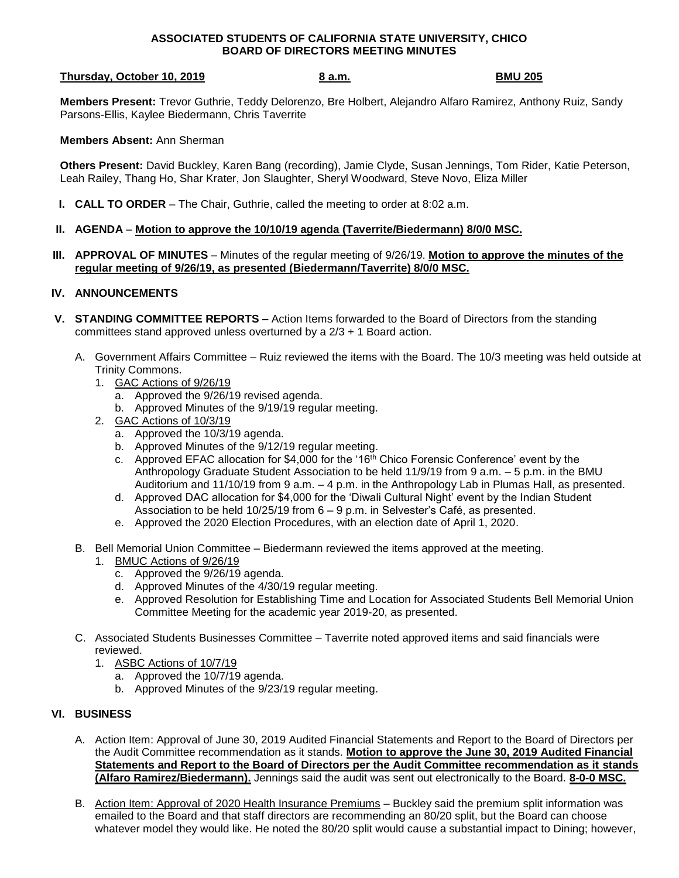**ASSOCIATED STUDENTS OF CALIFORNIA STATE UNIVERSITY, CHICO**
**BOARD OF DIRECTORS MEETING MINUTES**

**Thursday, October 10, 2019** | **8 a.m.** | **BMU 205**

**Members Present:** Trevor Guthrie, Teddy Delorenzo, Bre Holbert, Alejandro Alfaro Ramirez, Anthony Ruiz, Sandy Parsons-Ellis, Kaylee Biedermann, Chris Taverrite

**Members Absent:** Ann Sherman

**Others Present:** David Buckley, Karen Bang (recording), Jamie Clyde, Susan Jennings, Tom Rider, Katie Peterson, Leah Railey, Thang Ho, Shar Krater, Jon Slaughter, Sheryl Woodward, Steve Novo, Eliza Miller

**I. CALL TO ORDER** – The Chair, Guthrie, called the meeting to order at 8:02 a.m.

**II. AGENDA** – **Motion to approve the 10/10/19 agenda (Taverrite/Biedermann) 8/0/0 MSC.**

**III. APPROVAL OF MINUTES** – Minutes of the regular meeting of 9/26/19. **Motion to approve the minutes of the regular meeting of 9/26/19, as presented (Biedermann/Taverrite) 8/0/0 MSC.**

**IV. ANNOUNCEMENTS**

**V. STANDING COMMITTEE REPORTS –** Action Items forwarded to the Board of Directors from the standing committees stand approved unless overturned by a 2/3 + 1 Board action.

A. Government Affairs Committee – Ruiz reviewed the items with the Board. The 10/3 meeting was held outside at Trinity Commons.

1. GAC Actions of 9/26/19
   a. Approved the 9/26/19 revised agenda.
   b. Approved Minutes of the 9/19/19 regular meeting.
2. GAC Actions of 10/3/19
   a. Approved the 10/3/19 agenda.
   b. Approved Minutes of the 9/12/19 regular meeting.
   c. Approved EFAC allocation for $4,000 for the '16th Chico Forensic Conference' event by the Anthropology Graduate Student Association to be held 11/9/19 from 9 a.m. – 5 p.m. in the BMU Auditorium and 11/10/19 from 9 a.m. – 4 p.m. in the Anthropology Lab in Plumas Hall, as presented.
   d. Approved DAC allocation for $4,000 for the 'Diwali Cultural Night' event by the Indian Student Association to be held 10/25/19 from 6 – 9 p.m. in Selvester's Café, as presented.
   e. Approved the 2020 Election Procedures, with an election date of April 1, 2020.

B. Bell Memorial Union Committee – Biedermann reviewed the items approved at the meeting.

1. BMUC Actions of 9/26/19
   c. Approved the 9/26/19 agenda.
   d. Approved Minutes of the 4/30/19 regular meeting.
   e. Approved Resolution for Establishing Time and Location for Associated Students Bell Memorial Union Committee Meeting for the academic year 2019-20, as presented.

C. Associated Students Businesses Committee – Taverrite noted approved items and said financials were reviewed.

1. ASBC Actions of 10/7/19
   a. Approved the 10/7/19 agenda.
   b. Approved Minutes of the 9/23/19 regular meeting.

**VI. BUSINESS**

A. Action Item: Approval of June 30, 2019 Audited Financial Statements and Report to the Board of Directors per the Audit Committee recommendation as it stands. **Motion to approve the June 30, 2019 Audited Financial Statements and Report to the Board of Directors per the Audit Committee recommendation as it stands (Alfaro Ramirez/Biedermann).** Jennings said the audit was sent out electronically to the Board. **8-0-0 MSC.**

B. Action Item: Approval of 2020 Health Insurance Premiums – Buckley said the premium split information was emailed to the Board and that staff directors are recommending an 80/20 split, but the Board can choose whatever model they would like. He noted the 80/20 split would cause a substantial impact to Dining; however,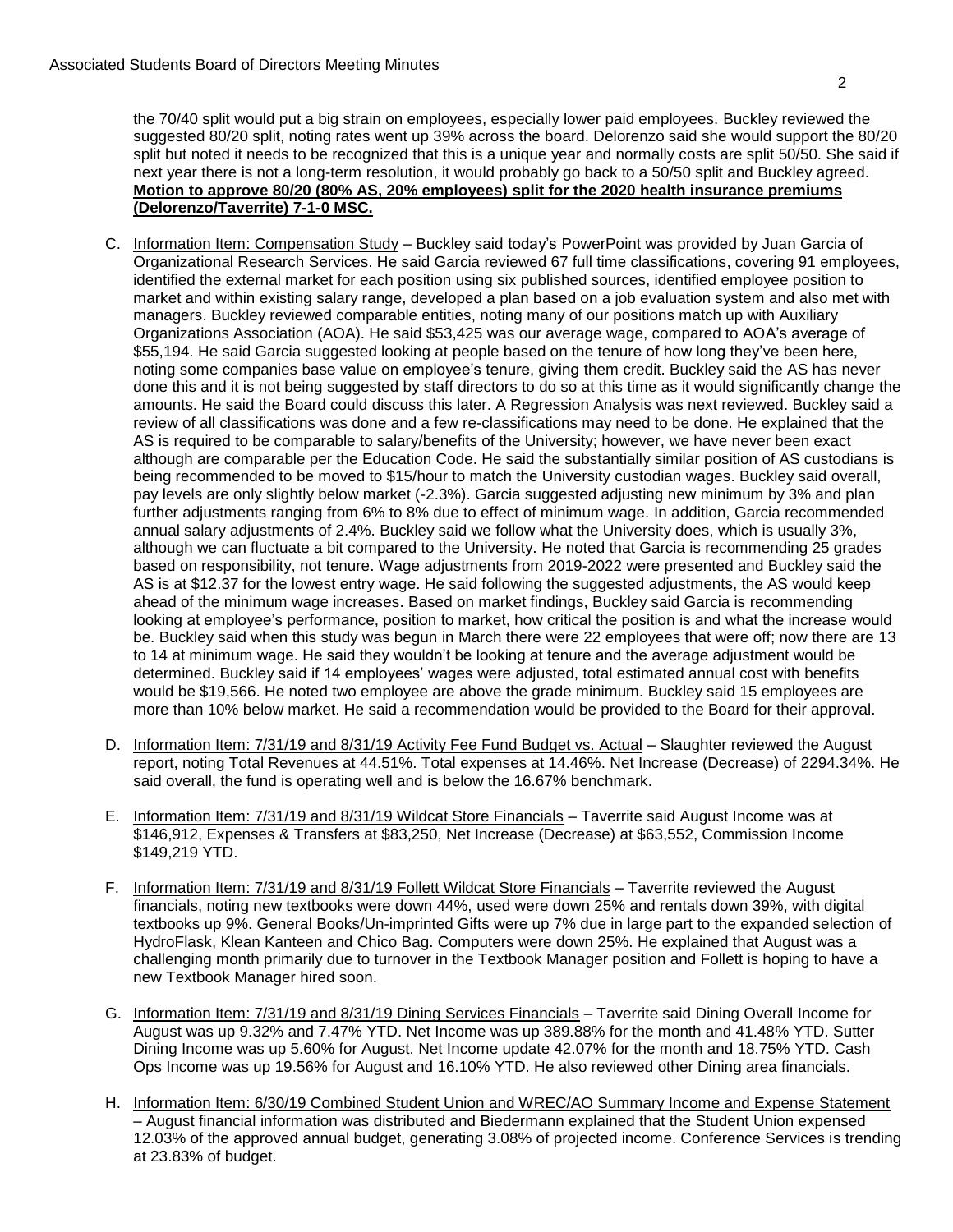the 70/40 split would put a big strain on employees, especially lower paid employees. Buckley reviewed the suggested 80/20 split, noting rates went up 39% across the board. Delorenzo said she would support the 80/20 split but noted it needs to be recognized that this is a unique year and normally costs are split 50/50. She said if next year there is not a long-term resolution, it would probably go back to a 50/50 split and Buckley agreed. **Motion to approve 80/20 (80% AS, 20% employees) split for the 2020 health insurance premiums (Delorenzo/Taverrite) 7-1-0 MSC.**

C. Information Item: Compensation Study – Buckley said today's PowerPoint was provided by Juan Garcia of Organizational Research Services. He said Garcia reviewed 67 full time classifications, covering 91 employees, identified the external market for each position using six published sources, identified employee position to market and within existing salary range, developed a plan based on a job evaluation system and also met with managers. Buckley reviewed comparable entities, noting many of our positions match up with Auxiliary Organizations Association (AOA). He said $53,425 was our average wage, compared to AOA's average of $55,194. He said Garcia suggested looking at people based on the tenure of how long they've been here, noting some companies base value on employee's tenure, giving them credit. Buckley said the AS has never done this and it is not being suggested by staff directors to do so at this time as it would significantly change the amounts. He said the Board could discuss this later. A Regression Analysis was next reviewed. Buckley said a review of all classifications was done and a few re-classifications may need to be done. He explained that the AS is required to be comparable to salary/benefits of the University; however, we have never been exact although are comparable per the Education Code. He said the substantially similar position of AS custodians is being recommended to be moved to $15/hour to match the University custodian wages. Buckley said overall, pay levels are only slightly below market (-2.3%). Garcia suggested adjusting new minimum by 3% and plan further adjustments ranging from 6% to 8% due to effect of minimum wage. In addition, Garcia recommended annual salary adjustments of 2.4%. Buckley said we follow what the University does, which is usually 3%, although we can fluctuate a bit compared to the University. He noted that Garcia is recommending 25 grades based on responsibility, not tenure. Wage adjustments from 2019-2022 were presented and Buckley said the AS is at $12.37 for the lowest entry wage. He said following the suggested adjustments, the AS would keep ahead of the minimum wage increases. Based on market findings, Buckley said Garcia is recommending looking at employee's performance, position to market, how critical the position is and what the increase would be. Buckley said when this study was begun in March there were 22 employees that were off; now there are 13 to 14 at minimum wage. He said they wouldn't be looking at tenure and the average adjustment would be determined. Buckley said if 14 employees' wages were adjusted, total estimated annual cost with benefits would be $19,566. He noted two employee are above the grade minimum. Buckley said 15 employees are more than 10% below market. He said a recommendation would be provided to the Board for their approval.

D. Information Item: 7/31/19 and 8/31/19 Activity Fee Fund Budget vs. Actual – Slaughter reviewed the August report, noting Total Revenues at 44.51%. Total expenses at 14.46%. Net Increase (Decrease) of 2294.34%. He said overall, the fund is operating well and is below the 16.67% benchmark.

E. Information Item: 7/31/19 and 8/31/19 Wildcat Store Financials – Taverrite said August Income was at $146,912, Expenses & Transfers at $83,250, Net Increase (Decrease) at $63,552, Commission Income $149,219 YTD.

F. Information Item: 7/31/19 and 8/31/19 Follett Wildcat Store Financials – Taverrite reviewed the August financials, noting new textbooks were down 44%, used were down 25% and rentals down 39%, with digital textbooks up 9%. General Books/Un-imprinted Gifts were up 7% due in large part to the expanded selection of HydroFlask, Klean Kanteen and Chico Bag. Computers were down 25%. He explained that August was a challenging month primarily due to turnover in the Textbook Manager position and Follett is hoping to have a new Textbook Manager hired soon.

G. Information Item: 7/31/19 and 8/31/19 Dining Services Financials – Taverrite said Dining Overall Income for August was up 9.32% and 7.47% YTD. Net Income was up 389.88% for the month and 41.48% YTD. Sutter Dining Income was up 5.60% for August. Net Income update 42.07% for the month and 18.75% YTD. Cash Ops Income was up 19.56% for August and 16.10% YTD. He also reviewed other Dining area financials.

H. Information Item: 6/30/19 Combined Student Union and WREC/AO Summary Income and Expense Statement – August financial information was distributed and Biedermann explained that the Student Union expensed 12.03% of the approved annual budget, generating 3.08% of projected income. Conference Services is trending at 23.83% of budget.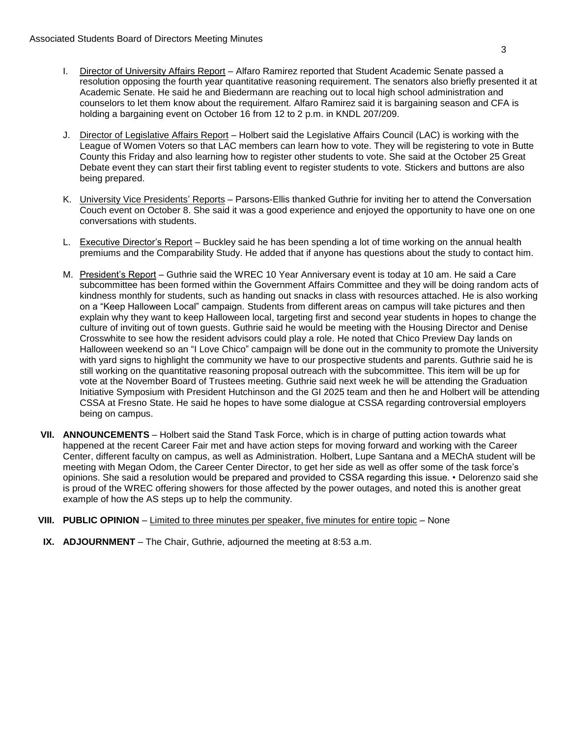I. Director of University Affairs Report – Alfaro Ramirez reported that Student Academic Senate passed a resolution opposing the fourth year quantitative reasoning requirement. The senators also briefly presented it at Academic Senate. He said he and Biedermann are reaching out to local high school administration and counselors to let them know about the requirement. Alfaro Ramirez said it is bargaining season and CFA is holding a bargaining event on October 16 from 12 to 2 p.m. in KNDL 207/209.

J. Director of Legislative Affairs Report – Holbert said the Legislative Affairs Council (LAC) is working with the League of Women Voters so that LAC members can learn how to vote. They will be registering to vote in Butte County this Friday and also learning how to register other students to vote. She said at the October 25 Great Debate event they can start their first tabling event to register students to vote. Stickers and buttons are also being prepared.

K. University Vice Presidents' Reports – Parsons-Ellis thanked Guthrie for inviting her to attend the Conversation Couch event on October 8. She said it was a good experience and enjoyed the opportunity to have one on one conversations with students.

L. Executive Director's Report – Buckley said he has been spending a lot of time working on the annual health premiums and the Comparability Study. He added that if anyone has questions about the study to contact him.

M. President's Report – Guthrie said the WREC 10 Year Anniversary event is today at 10 am. He said a Care subcommittee has been formed within the Government Affairs Committee and they will be doing random acts of kindness monthly for students, such as handing out snacks in class with resources attached. He is also working on a "Keep Halloween Local" campaign. Students from different areas on campus will take pictures and then explain why they want to keep Halloween local, targeting first and second year students in hopes to change the culture of inviting out of town guests. Guthrie said he would be meeting with the Housing Director and Denise Crosswhite to see how the resident advisors could play a role. He noted that Chico Preview Day lands on Halloween weekend so an "I Love Chico" campaign will be done out in the community to promote the University with yard signs to highlight the community we have to our prospective students and parents. Guthrie said he is still working on the quantitative reasoning proposal outreach with the subcommittee. This item will be up for vote at the November Board of Trustees meeting. Guthrie said next week he will be attending the Graduation Initiative Symposium with President Hutchinson and the GI 2025 team and then he and Holbert will be attending CSSA at Fresno State. He said he hopes to have some dialogue at CSSA regarding controversial employers being on campus.

**VII. ANNOUNCEMENTS** – Holbert said the Stand Task Force, which is in charge of putting action towards what happened at the recent Career Fair met and have action steps for moving forward and working with the Career Center, different faculty on campus, as well as Administration. Holbert, Lupe Santana and a MEChA student will be meeting with Megan Odom, the Career Center Director, to get her side as well as offer some of the task force's opinions. She said a resolution would be prepared and provided to CSSA regarding this issue. • Delorenzo said she is proud of the WREC offering showers for those affected by the power outages, and noted this is another great example of how the AS steps up to help the community.

**VIII. PUBLIC OPINION** – Limited to three minutes per speaker, five minutes for entire topic – None

**IX. ADJOURNMENT** – The Chair, Guthrie, adjourned the meeting at 8:53 a.m.